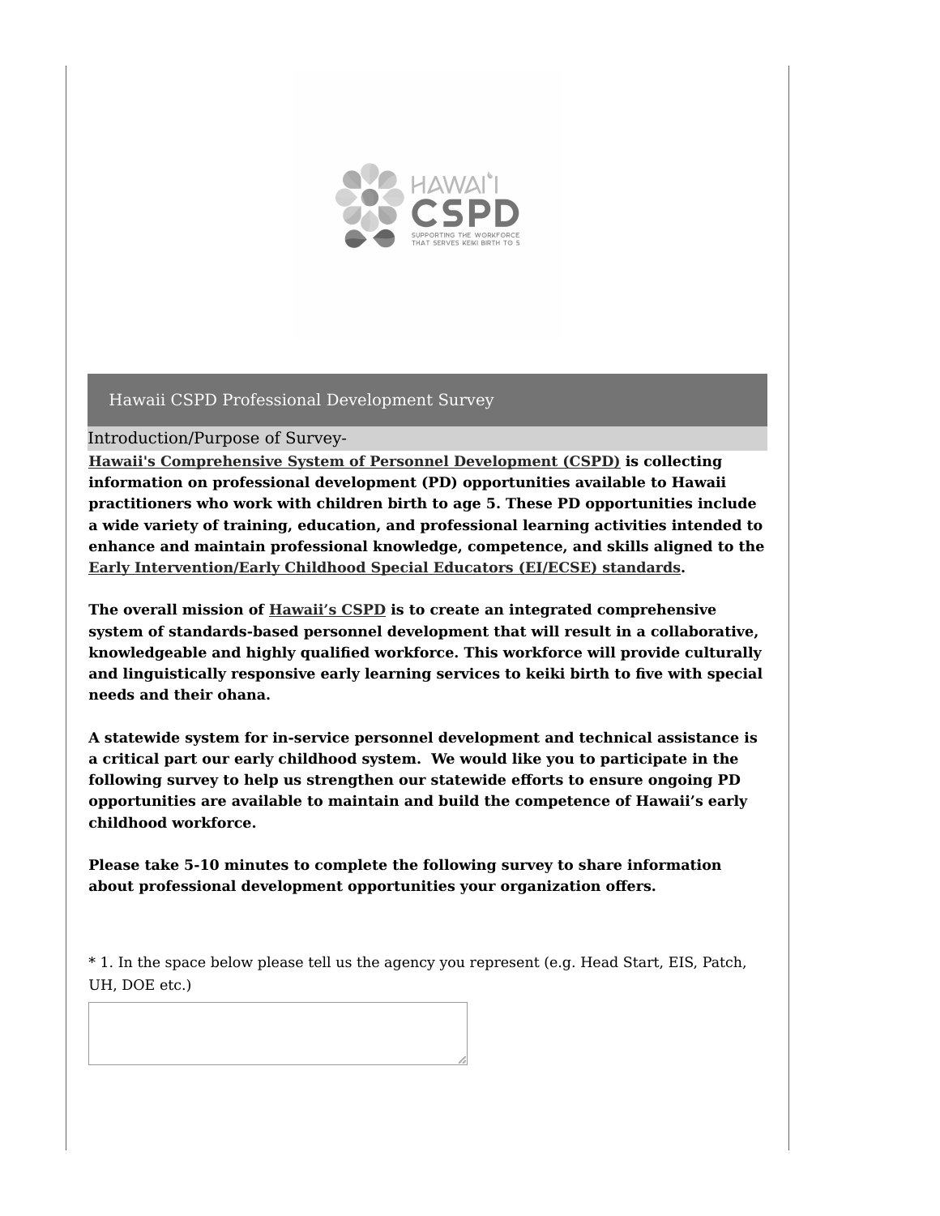# Hawaii CSPD Professional Development Survey

## Introduction/Purpose of Survey-

**Hawaii's Comprehensive System of Personnel Development (CSPD) is collecting information on professional development (PD) opportunities available to Hawaii practitioners who work with children birth to age 5. These PD opportunities include a wide variety of training, education, and professional learning activities intended to enhance and maintain professional knowledge, competence, and skills aligned to the Early Intervention/Early Childhood Special Educators (EI/ECSE) standards.**

**The overall mission of Hawaii's CSPD is to create an integrated comprehensive system of standards-based personnel development that will result in a collaborative, knowledgeable and highly qualified workforce. This workforce will provide culturally and linguistically responsive early learning services to keiki birth to five with special needs and their ohana.**

**A statewide system for in-service personnel development and technical assistance is a critical part our early childhood system. We would like you to participate in the following survey to help us strengthen our statewide efforts to ensure ongoing PD opportunities are available to maintain and build the competence of Hawaii's early childhood workforce.**

**Please take 5-10 minutes to complete the following survey to share information about professional development opportunities your organization offers.**

* 1. In the space below please tell us the agency you represent (e.g. Head Start, EIS, Patch, UH, DOE etc.)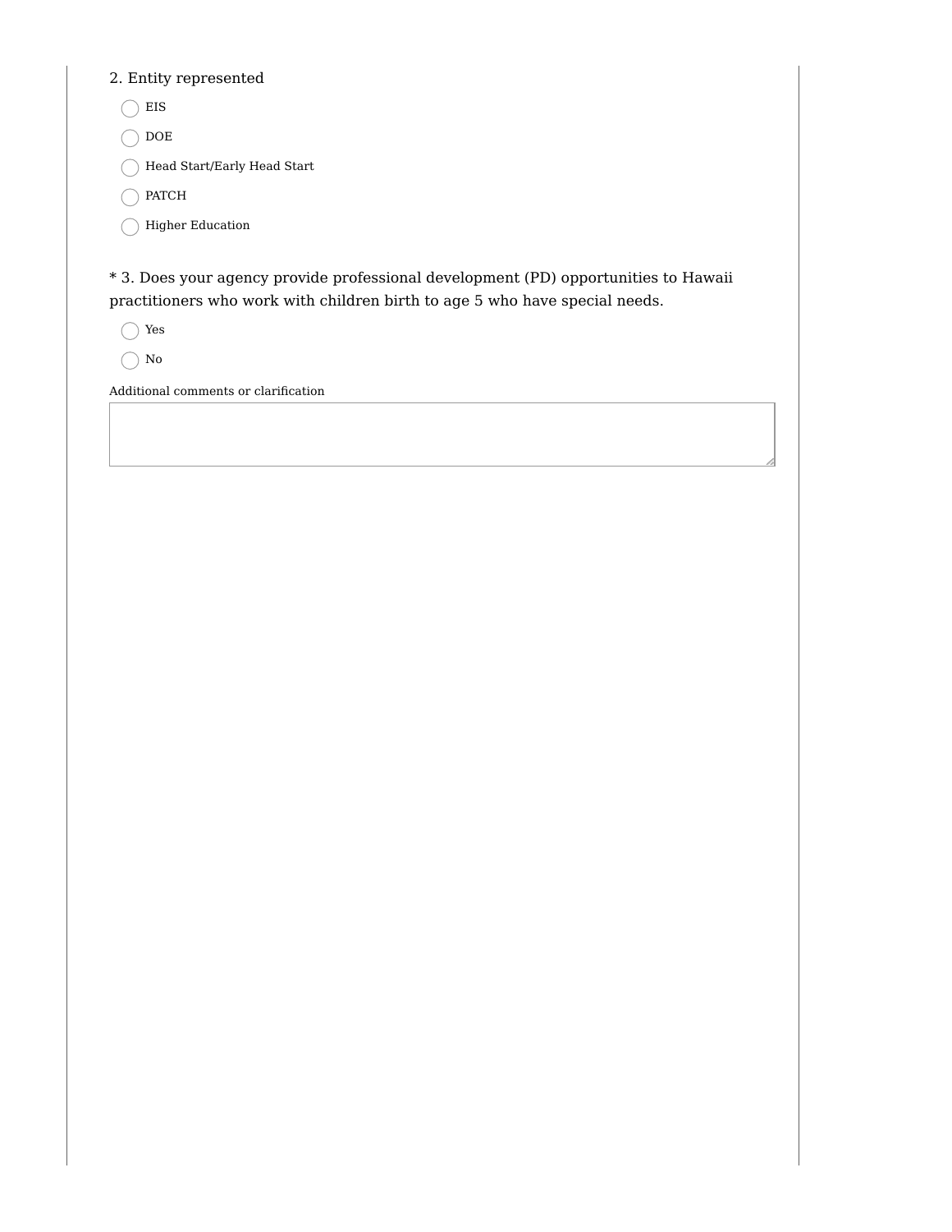2. Entity represented

- EIS
- DOE
- Head Start/Early Head Start
- PATCH
- Higher Education

* 3. Does your agency provide professional development (PD) opportunities to Hawaii practitioners who work with children birth to age 5 who have special needs.

- Yes
- No

Additional comments or clarification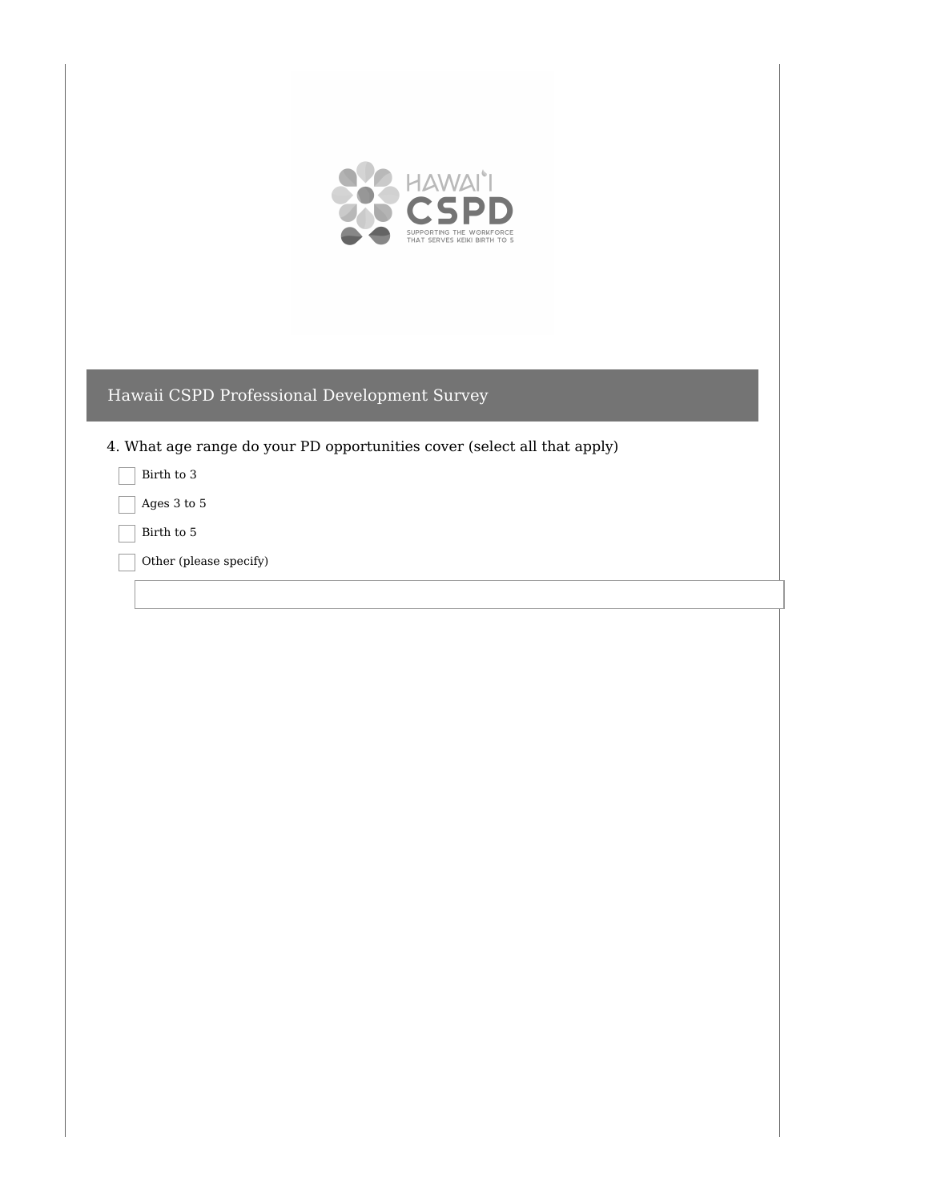## Hawaii CSPD Professional Development Survey

4. What age range do your PD opportunities cover (select all that apply)

- [ ] Birth to 3
- [ ] Ages 3 to 5
- [ ] Birth to 5
- [ ] Other (please specify)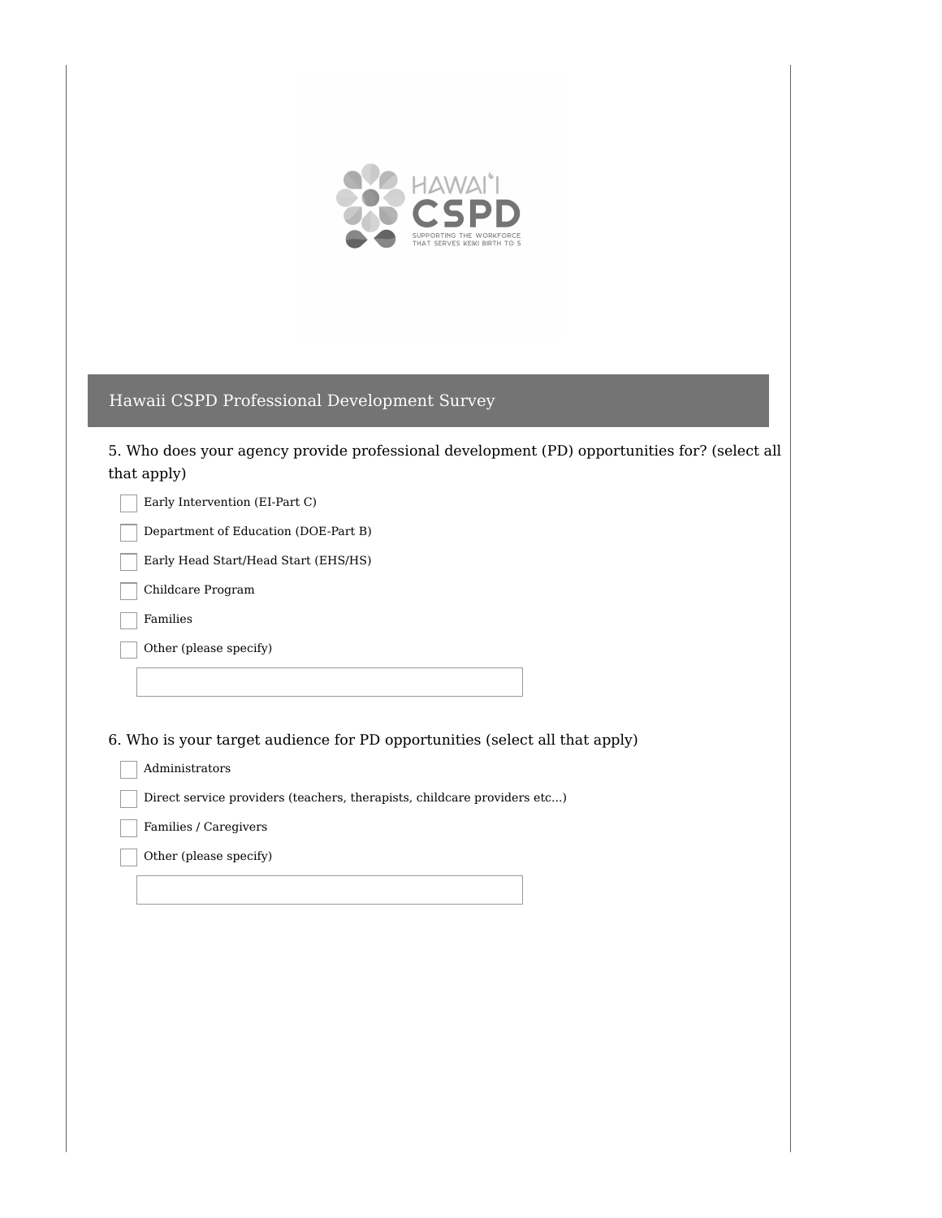## Hawaii CSPD Professional Development Survey

5. Who does your agency provide professional development (PD) opportunities for? (select all that apply)

- [ ] Early Intervention (EI-Part C)
- [ ] Department of Education (DOE-Part B)
- [ ] Early Head Start/Head Start (EHS/HS)
- [ ] Childcare Program
- [ ] Families
- [ ] Other (please specify)

6. Who is your target audience for PD opportunities (select all that apply)

- [ ] Administrators
- [ ] Direct service providers (teachers, therapists, childcare providers etc...)
- [ ] Families / Caregivers
- [ ] Other (please specify)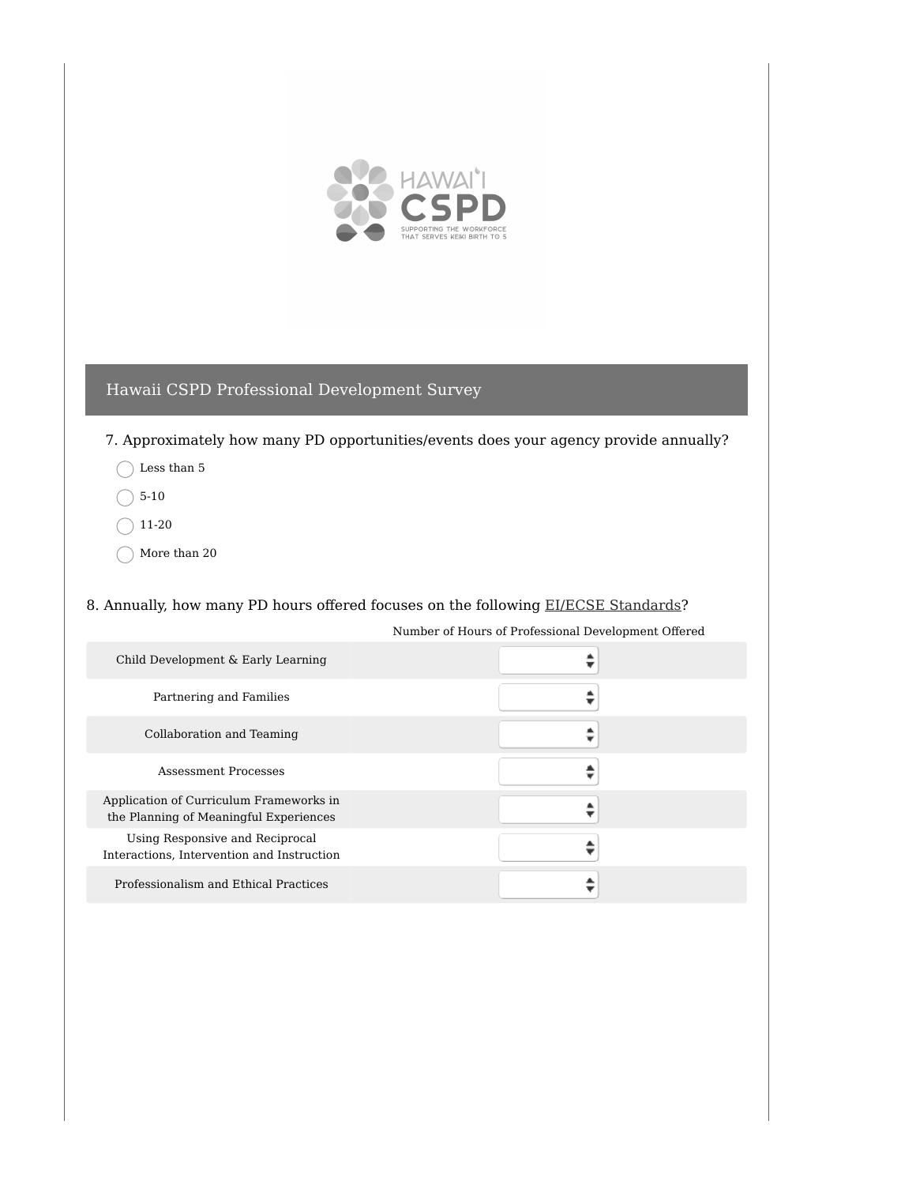## Hawaii CSPD Professional Development Survey

7. Approximately how many PD opportunities/events does your agency provide annually?

- Less than 5
- 5-10
- 11-20
- More than 20

8. Annually, how many PD hours offered focuses on the following EI/ECSE Standards?

| | Number of Hours of Professional Development Offered |
|---|---|
| Child Development & Early Learning | |
| Partnering and Families | |
| Collaboration and Teaming | |
| Assessment Processes | |
| Application of Curriculum Frameworks in the Planning of Meaningful Experiences | |
| Using Responsive and Reciprocal Interactions, Intervention and Instruction | |
| Professionalism and Ethical Practices | |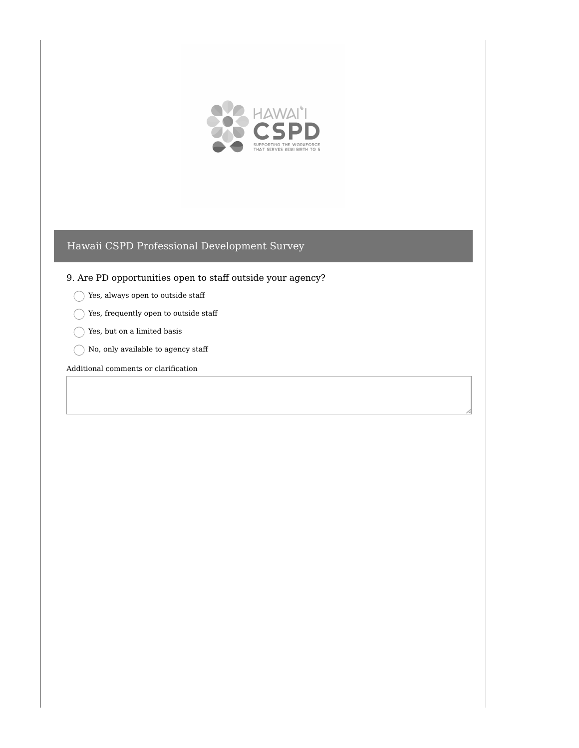HAWAI'I

CSPD

SUPPORTING THE WORKFORCE THAT SERVES KEIKI BIRTH TO 5

## Hawaii CSPD Professional Development Survey

9. Are PD opportunities open to staff outside your agency?

- Yes, always open to outside staff
- Yes, frequently open to outside staff
- Yes, but on a limited basis
- No, only available to agency staff

Additional comments or clarification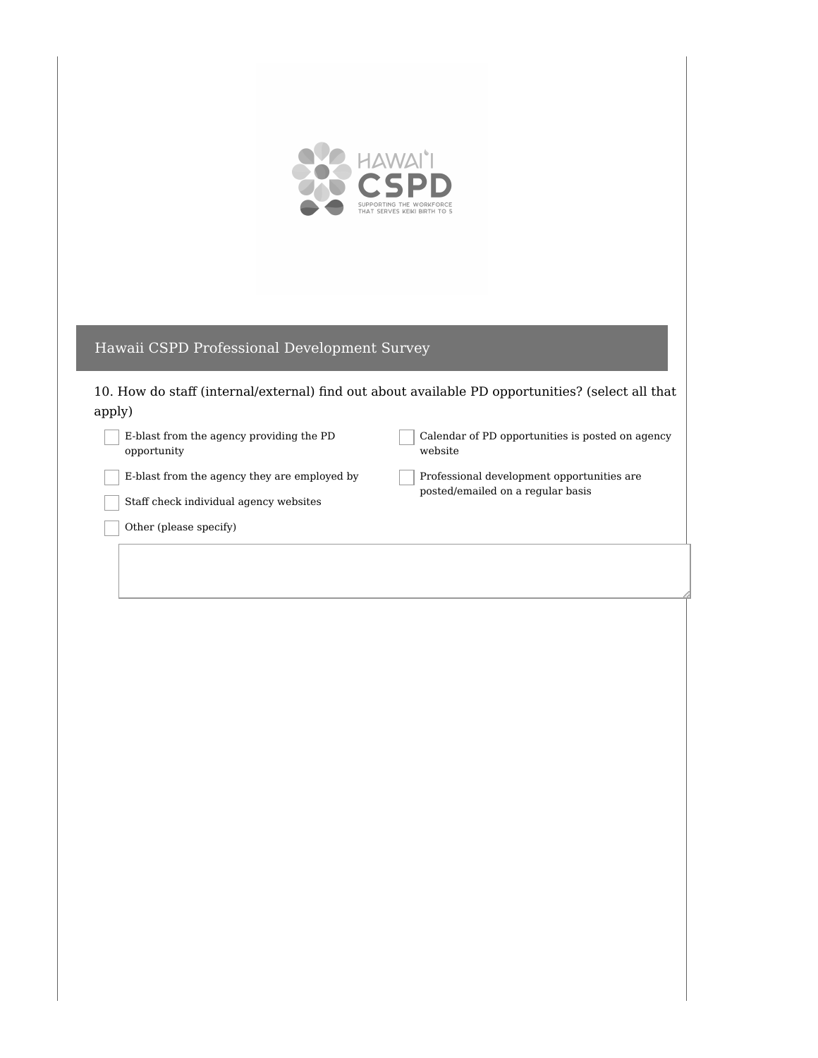## Hawaii CSPD Professional Development Survey

10. How do staff (internal/external) find out about available PD opportunities? (select all that apply)

- [ ] E-blast from the agency providing the PD opportunity
- [ ] E-blast from the agency they are employed by
- [ ] Staff check individual agency websites
- [ ] Calendar of PD opportunities is posted on agency website
- [ ] Professional development opportunities are posted/emailed on a regular basis
- [ ] Other (please specify)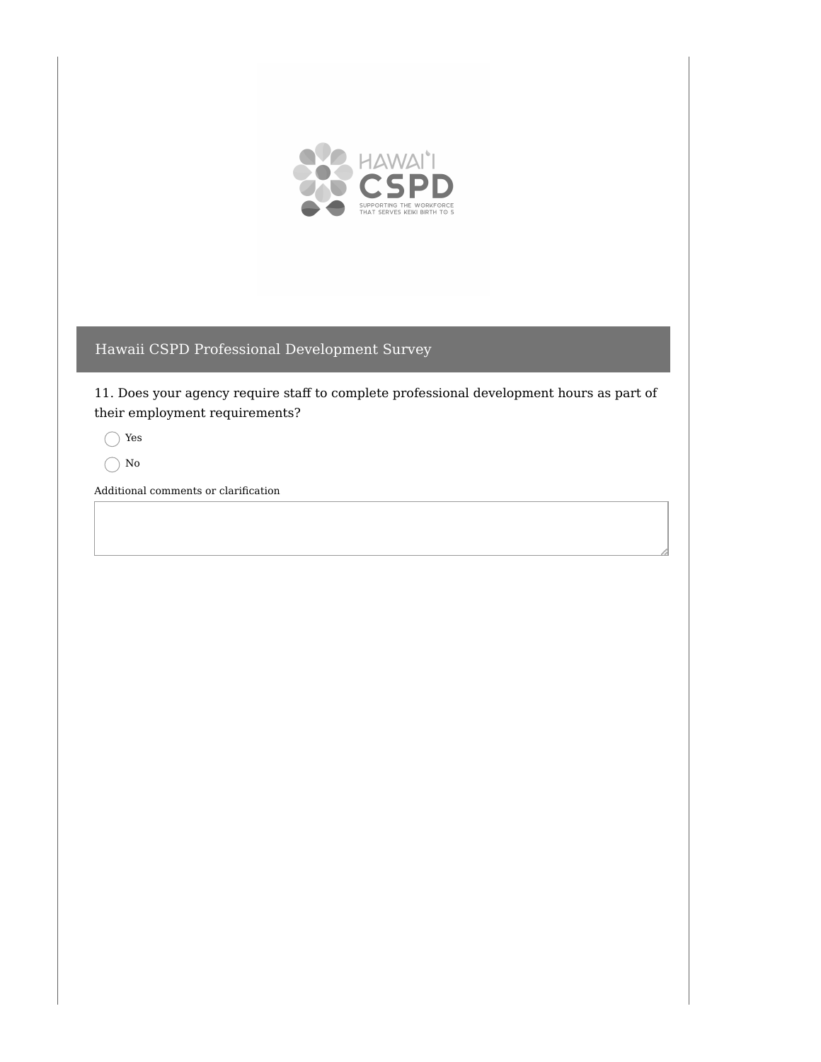## Hawaii CSPD Professional Development Survey

11. Does your agency require staff to complete professional development hours as part of their employment requirements?

- ◯ Yes
- ◯ No

Additional comments or clarification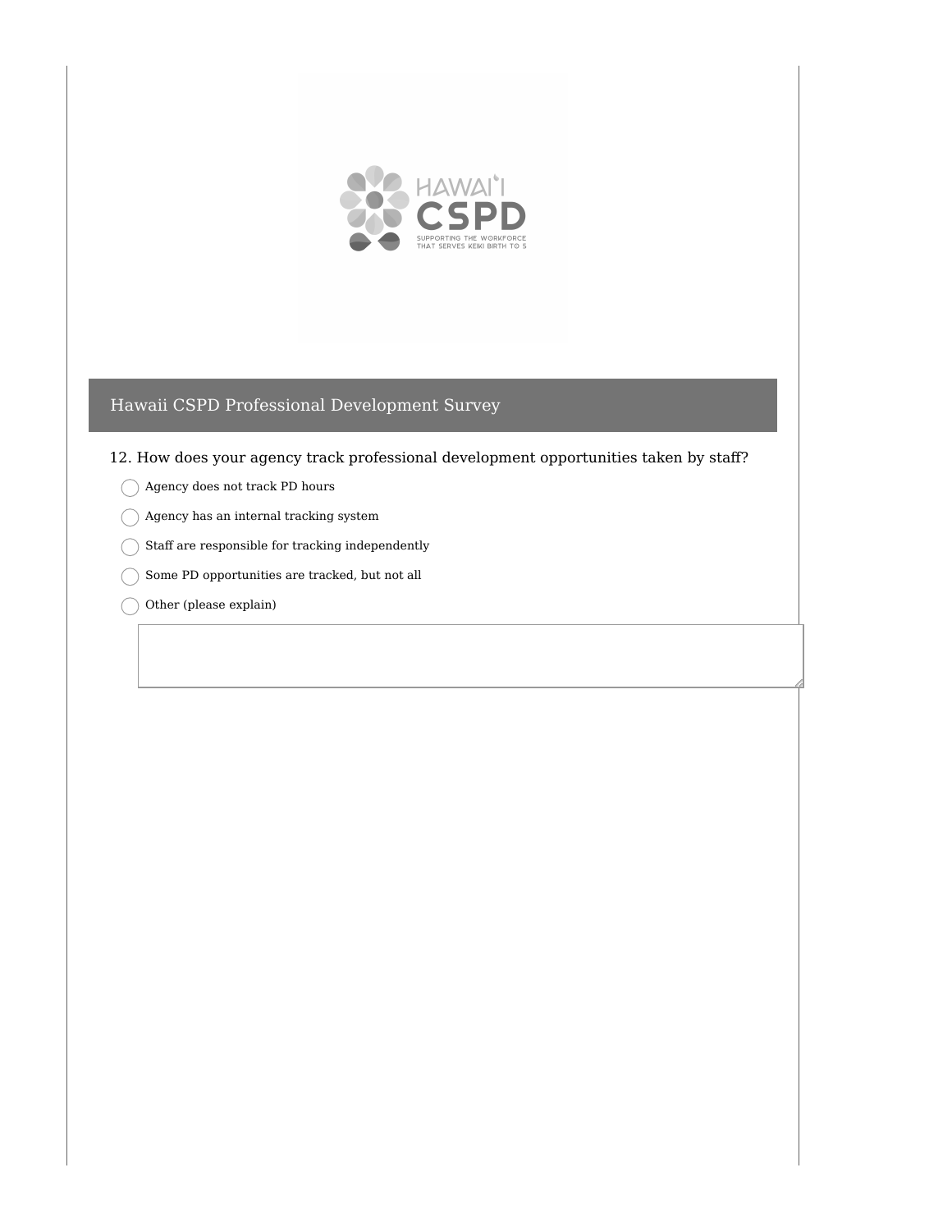## Hawaii CSPD Professional Development Survey

12. How does your agency track professional development opportunities taken by staff?

- ◯ Agency does not track PD hours
- ◯ Agency has an internal tracking system
- ◯ Staff are responsible for tracking independently
- ◯ Some PD opportunities are tracked, but not all
- ◯ Other (please explain)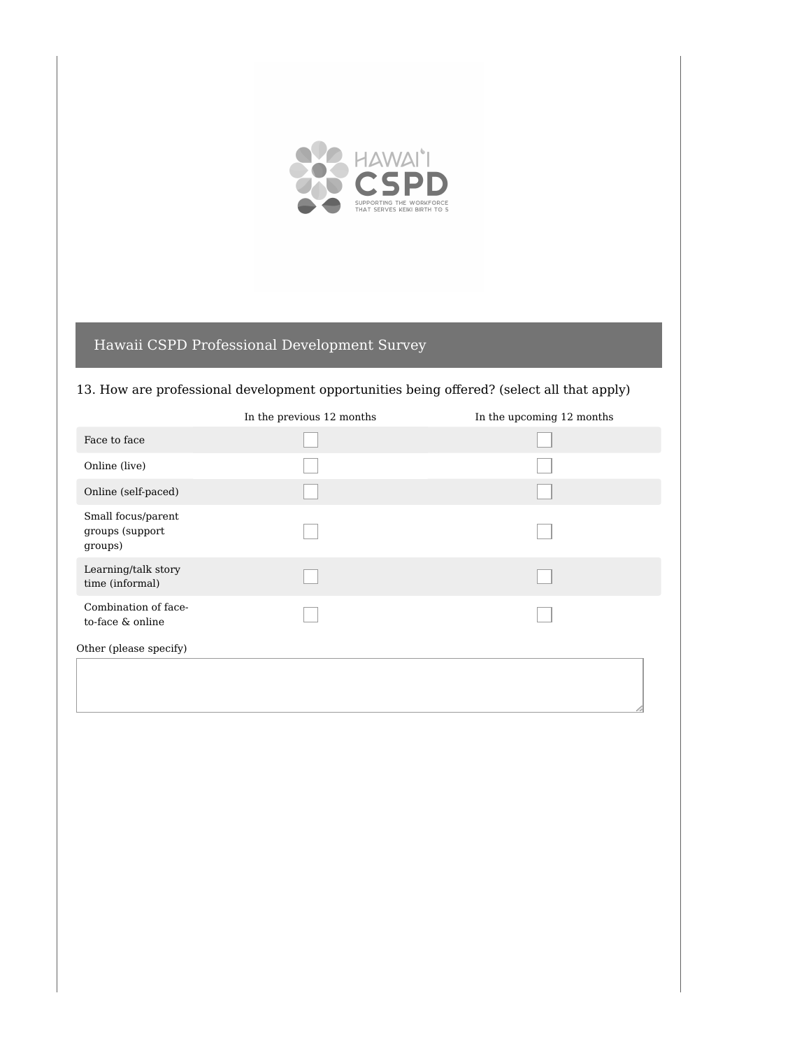## Hawaii CSPD Professional Development Survey

13. How are professional development opportunities being offered? (select all that apply)

| | In the previous 12 months | In the upcoming 12 months |
|---|---|---|
| Face to face | ☐ | ☐ |
| Online (live) | ☐ | ☐ |
| Online (self-paced) | ☐ | ☐ |
| Small focus/parent groups (support groups) | ☐ | ☐ |
| Learning/talk story time (informal) | ☐ | ☐ |
| Combination of face-to-face & online | ☐ | ☐ |

Other (please specify)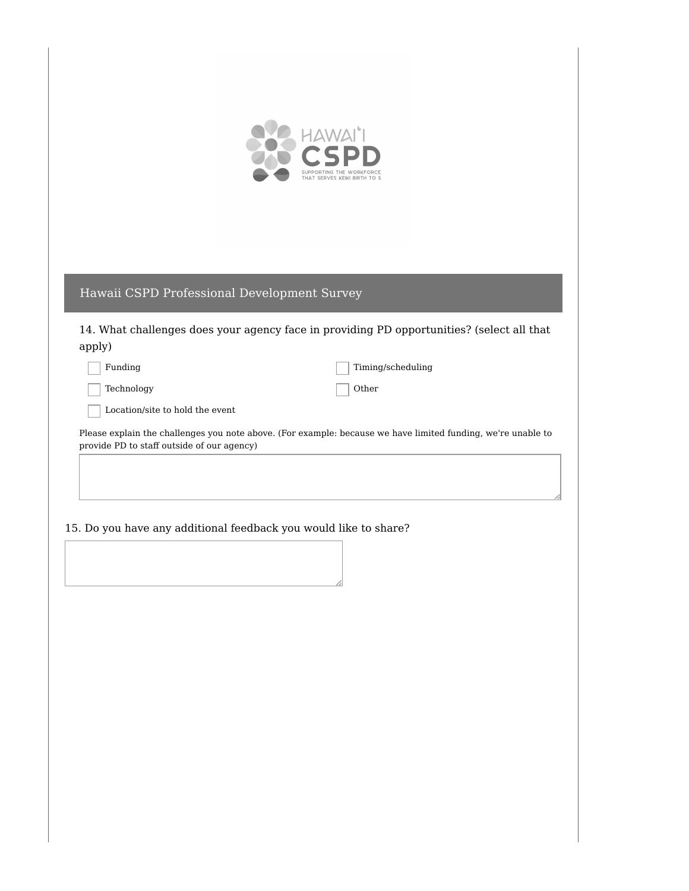## Hawaii CSPD Professional Development Survey

14. What challenges does your agency face in providing PD opportunities? (select all that apply)

- [ ] Funding
- [ ] Technology
- [ ] Location/site to hold the event
- [ ] Timing/scheduling
- [ ] Other

Please explain the challenges you note above. (For example: because we have limited funding, we're unable to provide PD to staff outside of our agency)

15. Do you have any additional feedback you would like to share?